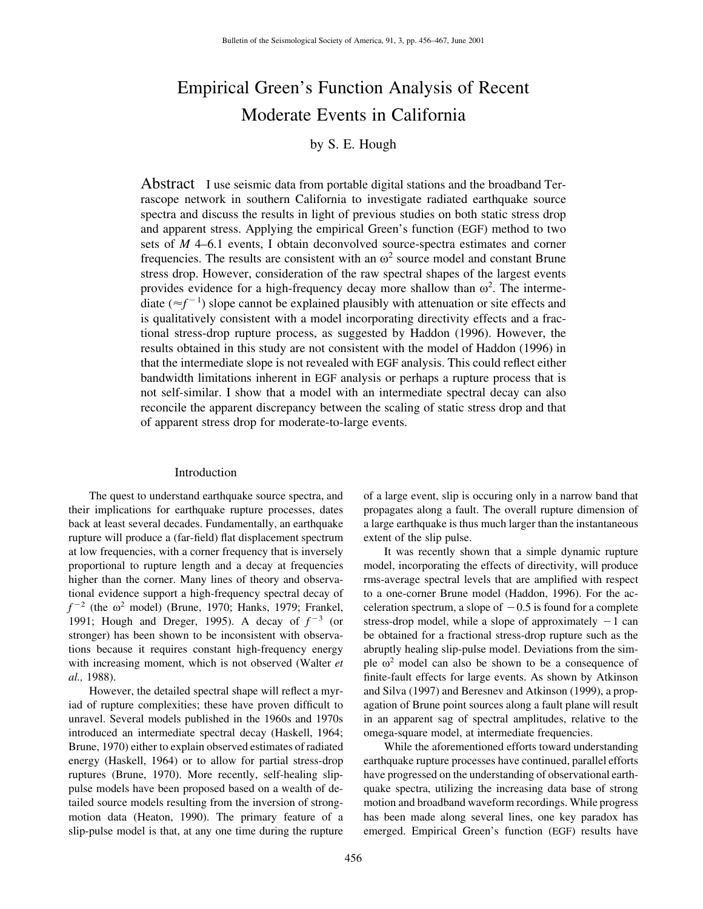# Empirical Green's Function Analysis of Recent Moderate Events in California

by S. E. Hough

**Abstract** I use seismic data from portable digital stations and the broadband Terrascope network in southern California to investigate radiated earthquake source spectra and discuss the results in light of previous studies on both static stress drop and apparent stress. Applying the empirical Green's function (EGF) method to two sets of *M* 4–6.1 events, I obtain deconvolved source-spectra estimates and corner frequencies. The results are consistent with an $\omega^2$ source model and constant Brune stress drop. However, consideration of the raw spectral shapes of the largest events provides evidence for a high-frequency decay more shallow than $\omega^2$. The intermediate ($\approx f^{-1}$) slope cannot be explained plausibly with attenuation or site effects and is qualitatively consistent with a model incorporating directivity effects and a fractional stress-drop rupture process, as suggested by Haddon (1996). However, the results obtained in this study are not consistent with the model of Haddon (1996) in that the intermediate slope is not revealed with EGF analysis. This could reflect either bandwidth limitations inherent in EGF analysis or perhaps a rupture process that is not self-similar. I show that a model with an intermediate spectral decay can also reconcile the apparent discrepancy between the scaling of static stress drop and that of apparent stress drop for moderate-to-large events.

## Introduction

The quest to understand earthquake source spectra, and their implications for earthquake rupture processes, dates back at least several decades. Fundamentally, an earthquake rupture will produce a (far-field) flat displacement spectrum at low frequencies, with a corner frequency that is inversely proportional to rupture length and a decay at frequencies higher than the corner. Many lines of theory and observational evidence support a high-frequency spectral decay of $f^{-2}$ (the $\omega^2$ model) (Brune, 1970; Hanks, 1979; Frankel, 1991; Hough and Dreger, 1995). A decay of $f^{-3}$ (or stronger) has been shown to be inconsistent with observations because it requires constant high-frequency energy with increasing moment, which is not observed (Walter *et al.,* 1988).

However, the detailed spectral shape will reflect a myriad of rupture complexities; these have proven difficult to unravel. Several models published in the 1960s and 1970s introduced an intermediate spectral decay (Haskell, 1964; Brune, 1970) either to explain observed estimates of radiated energy (Haskell, 1964) or to allow for partial stress-drop ruptures (Brune, 1970). More recently, self-healing slip-pulse models have been proposed based on a wealth of detailed source models resulting from the inversion of strong-motion data (Heaton, 1990). The primary feature of a slip-pulse model is that, at any one time during the rupture of a large event, slip is occuring only in a narrow band that propagates along a fault. The overall rupture dimension of a large earthquake is thus much larger than the instantaneous extent of the slip pulse.

It was recently shown that a simple dynamic rupture model, incorporating the effects of directivity, will produce rms-average spectral levels that are amplified with respect to a one-corner Brune model (Haddon, 1996). For the acceleration spectrum, a slope of $-0.5$ is found for a complete stress-drop model, while a slope of approximately $-1$ can be obtained for a fractional stress-drop rupture such as the abruptly healing slip-pulse model. Deviations from the simple $\omega^2$ model can also be shown to be a consequence of finite-fault effects for large events. As shown by Atkinson and Silva (1997) and Beresnev and Atkinson (1999), a propagation of Brune point sources along a fault plane will result in an apparent sag of spectral amplitudes, relative to the omega-square model, at intermediate frequencies.

While the aforementioned efforts toward understanding earthquake rupture processes have continued, parallel efforts have progressed on the understanding of observational earthquake spectra, utilizing the increasing data base of strong motion and broadband waveform recordings. While progress has been made along several lines, one key paradox has emerged. Empirical Green's function (EGF) results have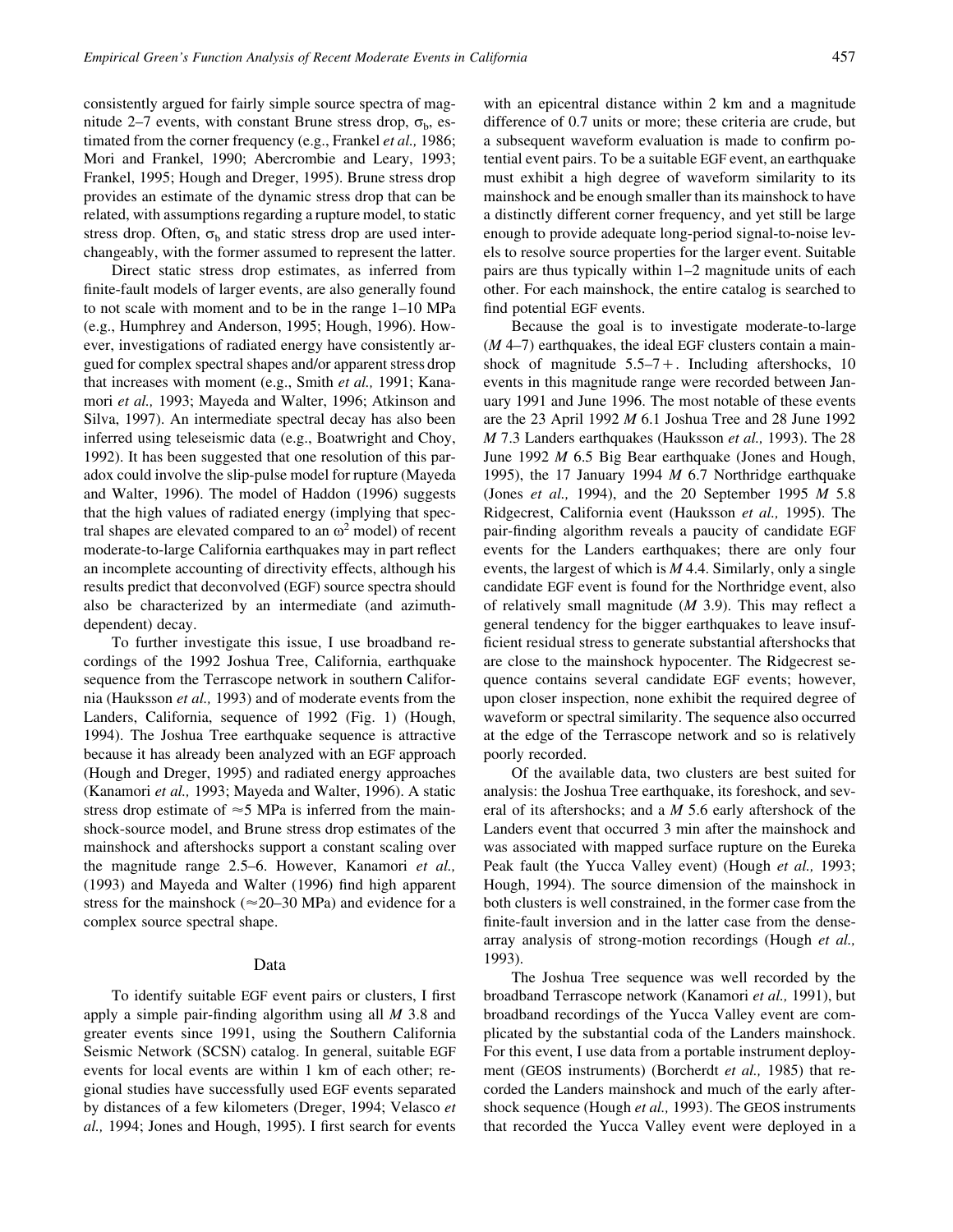consistently argued for fairly simple source spectra of magnitude 2–7 events, with constant Brune stress drop, $\sigma_b$, estimated from the corner frequency (e.g., Frankel *et al.,* 1986; Mori and Frankel, 1990; Abercrombie and Leary, 1993; Frankel, 1995; Hough and Dreger, 1995). Brune stress drop provides an estimate of the dynamic stress drop that can be related, with assumptions regarding a rupture model, to static stress drop. Often, $\sigma_b$ and static stress drop are used interchangeably, with the former assumed to represent the latter.

Direct static stress drop estimates, as inferred from finite-fault models of larger events, are also generally found to not scale with moment and to be in the range 1–10 MPa (e.g., Humphrey and Anderson, 1995; Hough, 1996). However, investigations of radiated energy have consistently argued for complex spectral shapes and/or apparent stress drop that increases with moment (e.g., Smith *et al.,* 1991; Kanamori *et al.,* 1993; Mayeda and Walter, 1996; Atkinson and Silva, 1997). An intermediate spectral decay has also been inferred using teleseismic data (e.g., Boatwright and Choy, 1992). It has been suggested that one resolution of this paradox could involve the slip-pulse model for rupture (Mayeda and Walter, 1996). The model of Haddon (1996) suggests that the high values of radiated energy (implying that spectral shapes are elevated compared to an $\omega^2$ model) of recent moderate-to-large California earthquakes may in part reflect an incomplete accounting of directivity effects, although his results predict that deconvolved (EGF) source spectra should also be characterized by an intermediate (and azimuth-dependent) decay.

To further investigate this issue, I use broadband recordings of the 1992 Joshua Tree, California, earthquake sequence from the Terrascope network in southern California (Hauksson *et al.,* 1993) and of moderate events from the Landers, California, sequence of 1992 (Fig. 1) (Hough, 1994). The Joshua Tree earthquake sequence is attractive because it has already been analyzed with an EGF approach (Hough and Dreger, 1995) and radiated energy approaches (Kanamori *et al.,* 1993; Mayeda and Walter, 1996). A static stress drop estimate of $\approx$5 MPa is inferred from the mainshock-source model, and Brune stress drop estimates of the mainshock and aftershocks support a constant scaling over the magnitude range 2.5–6. However, Kanamori *et al.,* (1993) and Mayeda and Walter (1996) find high apparent stress for the mainshock ($\approx$20–30 MPa) and evidence for a complex source spectral shape.

## Data

To identify suitable EGF event pairs or clusters, I first apply a simple pair-finding algorithm using all *M* 3.8 and greater events since 1991, using the Southern California Seismic Network (SCSN) catalog. In general, suitable EGF events for local events are within 1 km of each other; regional studies have successfully used EGF events separated by distances of a few kilometers (Dreger, 1994; Velasco *et al.,* 1994; Jones and Hough, 1995). I first search for events with an epicentral distance within 2 km and a magnitude difference of 0.7 units or more; these criteria are crude, but a subsequent waveform evaluation is made to confirm potential event pairs. To be a suitable EGF event, an earthquake must exhibit a high degree of waveform similarity to its mainshock and be enough smaller than its mainshock to have a distinctly different corner frequency, and yet still be large enough to provide adequate long-period signal-to-noise levels to resolve source properties for the larger event. Suitable pairs are thus typically within 1–2 magnitude units of each other. For each mainshock, the entire catalog is searched to find potential EGF events.

Because the goal is to investigate moderate-to-large (*M* 4–7) earthquakes, the ideal EGF clusters contain a mainshock of magnitude 5.5–7+. Including aftershocks, 10 events in this magnitude range were recorded between January 1991 and June 1996. The most notable of these events are the 23 April 1992 *M* 6.1 Joshua Tree and 28 June 1992 *M* 7.3 Landers earthquakes (Hauksson *et al.,* 1993). The 28 June 1992 *M* 6.5 Big Bear earthquake (Jones and Hough, 1995), the 17 January 1994 *M* 6.7 Northridge earthquake (Jones *et al.,* 1994), and the 20 September 1995 *M* 5.8 Ridgecrest, California event (Hauksson *et al.,* 1995). The pair-finding algorithm reveals a paucity of candidate EGF events for the Landers earthquakes; there are only four events, the largest of which is *M* 4.4. Similarly, only a single candidate EGF event is found for the Northridge event, also of relatively small magnitude (*M* 3.9). This may reflect a general tendency for the bigger earthquakes to leave insufficient residual stress to generate substantial aftershocks that are close to the mainshock hypocenter. The Ridgecrest sequence contains several candidate EGF events; however, upon closer inspection, none exhibit the required degree of waveform or spectral similarity. The sequence also occurred at the edge of the Terrascope network and so is relatively poorly recorded.

Of the available data, two clusters are best suited for analysis: the Joshua Tree earthquake, its foreshock, and several of its aftershocks; and a *M* 5.6 early aftershock of the Landers event that occurred 3 min after the mainshock and was associated with mapped surface rupture on the Eureka Peak fault (the Yucca Valley event) (Hough *et al.,* 1993; Hough, 1994). The source dimension of the mainshock in both clusters is well constrained, in the former case from the finite-fault inversion and in the latter case from the dense-array analysis of strong-motion recordings (Hough *et al.,* 1993).

The Joshua Tree sequence was well recorded by the broadband Terrascope network (Kanamori *et al.,* 1991), but broadband recordings of the Yucca Valley event are complicated by the substantial coda of the Landers mainshock. For this event, I use data from a portable instrument deployment (GEOS instruments) (Borcherdt *et al.,* 1985) that recorded the Landers mainshock and much of the early aftershock sequence (Hough *et al.,* 1993). The GEOS instruments that recorded the Yucca Valley event were deployed in a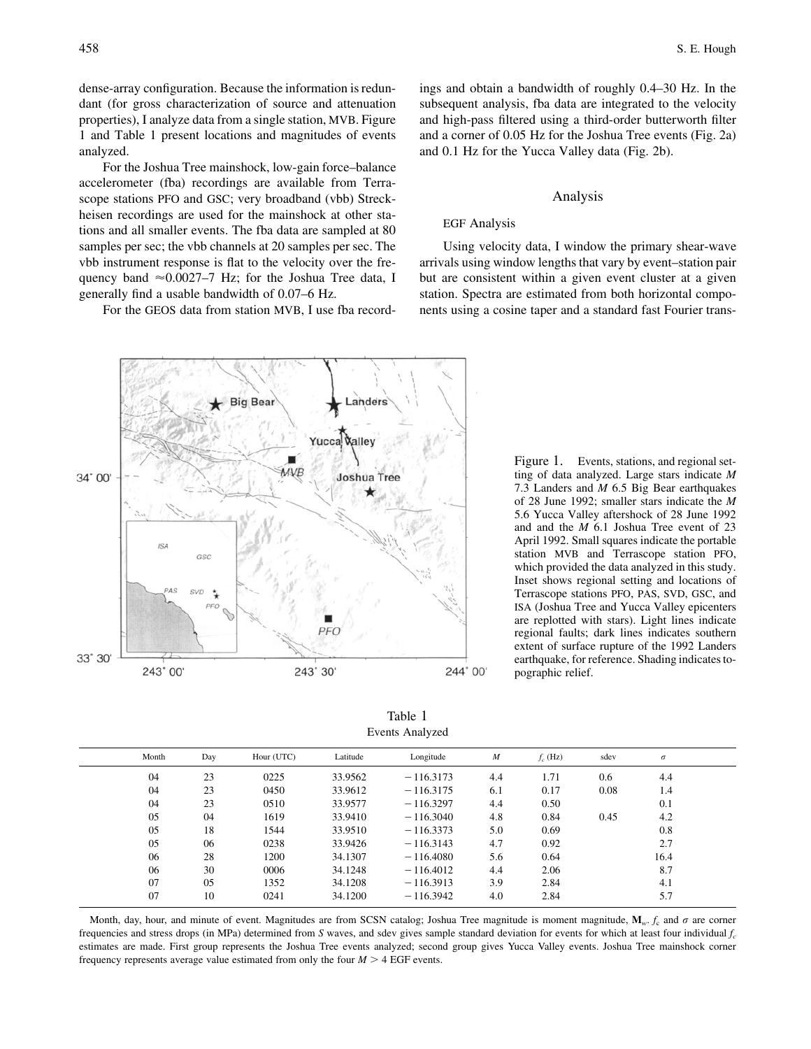dense-array configuration. Because the information is redundant (for gross characterization of source and attenuation properties), I analyze data from a single station, MVB. Figure 1 and Table 1 present locations and magnitudes of events analyzed.

For the Joshua Tree mainshock, low-gain force–balance accelerometer (fba) recordings are available from Terrascope stations PFO and GSC; very broadband (vbb) Streckheisen recordings are used for the mainshock at other stations and all smaller events. The fba data are sampled at 80 samples per sec; the vbb channels at 20 samples per sec. The vbb instrument response is flat to the velocity over the frequency band ≈0.0027–7 Hz; for the Joshua Tree data, I generally find a usable bandwidth of 0.07–6 Hz.

For the GEOS data from station MVB, I use fba recordings and obtain a bandwidth of roughly 0.4–30 Hz. In the subsequent analysis, fba data are integrated to the velocity and high-pass filtered using a third-order butterworth filter and a corner of 0.05 Hz for the Joshua Tree events (Fig. 2a) and 0.1 Hz for the Yucca Valley data (Fig. 2b).

## Analysis

### EGF Analysis

Using velocity data, I window the primary shear-wave arrivals using window lengths that vary by event–station pair but are consistent within a given event cluster at a given station. Spectra are estimated from both horizontal components using a cosine taper and a standard fast Fourier trans-

Figure 1. Events, stations, and regional setting of data analyzed. Large stars indicate *M* 7.3 Landers and *M* 6.5 Big Bear earthquakes of 28 June 1992; smaller stars indicate the *M* 5.6 Yucca Valley aftershock of 28 June 1992 and and the *M* 6.1 Joshua Tree event of 23 April 1992. Small squares indicate the portable station MVB and Terrascope station PFO, which provided the data analyzed in this study. Inset shows regional setting and locations of Terrascope stations PFO, PAS, SVD, GSC, and ISA (Joshua Tree and Yucca Valley epicenters are replotted with stars). Light lines indicate regional faults; dark lines indicates southern extent of surface rupture of the 1992 Landers earthquake, for reference. Shading indicates topographic relief.

Table 1
Events Analyzed

| Month | Day | Hour (UTC) | Latitude | Longitude | $M$ | $f_c$ (Hz) | sdev | $\sigma$ |
|---|---|---|---|---|---|---|---|---|
| 04 | 23 | 0225 | 33.9562 | −116.3173 | 4.4 | 1.71 | 0.6 | 4.4 |
| 04 | 23 | 0450 | 33.9612 | −116.3175 | 6.1 | 0.17 | 0.08 | 1.4 |
| 04 | 23 | 0510 | 33.9577 | −116.3297 | 4.4 | 0.50 | | 0.1 |
| 05 | 04 | 1619 | 33.9410 | −116.3040 | 4.8 | 0.84 | 0.45 | 4.2 |
| 05 | 18 | 1544 | 33.9510 | −116.3373 | 5.0 | 0.69 | | 0.8 |
| 05 | 06 | 0238 | 33.9426 | −116.3143 | 4.7 | 0.92 | | 2.7 |
| 06 | 28 | 1200 | 34.1307 | −116.4080 | 5.6 | 0.64 | | 16.4 |
| 06 | 30 | 0006 | 34.1248 | −116.4012 | 4.4 | 2.06 | | 8.7 |
| 07 | 05 | 1352 | 34.1208 | −116.3913 | 3.9 | 2.84 | | 4.1 |
| 07 | 10 | 0241 | 34.1200 | −116.3942 | 4.0 | 2.84 | | 5.7 |

Month, day, hour, and minute of event. Magnitudes are from SCSN catalog; Joshua Tree magnitude is moment magnitude, $\mathbf{M}_w$. $f_c$ and $\sigma$ are corner frequencies and stress drops (in MPa) determined from *S* waves, and sdev gives sample standard deviation for events for which at least four individual $f_c$ estimates are made. First group represents the Joshua Tree events analyzed; second group gives Yucca Valley events. Joshua Tree mainshock corner frequency represents average value estimated from only the four $M > 4$ EGF events.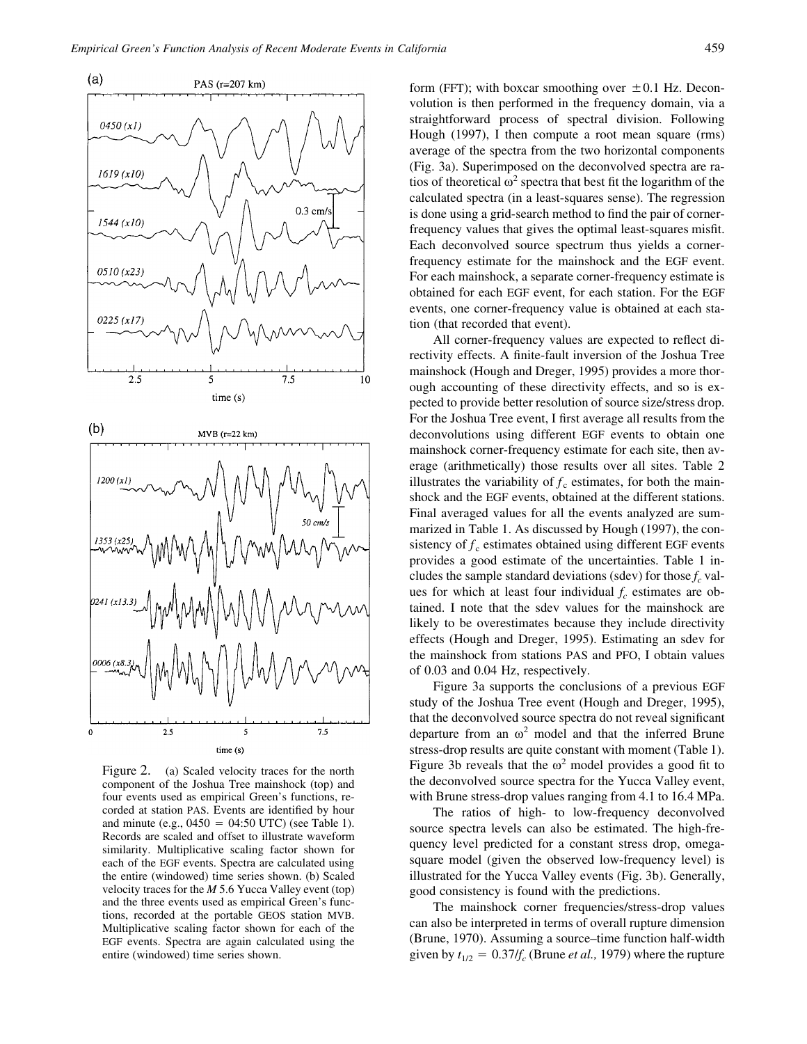Figure 2. (a) Scaled velocity traces for the north component of the Joshua Tree mainshock (top) and four events used as empirical Green's functions, recorded at station PAS. Events are identified by hour and minute (e.g., 0450 = 04:50 UTC) (see Table 1). Records are scaled and offset to illustrate waveform similarity. Multiplicative scaling factor shown for each of the EGF events. Spectra are calculated using the entire (windowed) time series shown. (b) Scaled velocity traces for the *M* 5.6 Yucca Valley event (top) and the three events used as empirical Green's functions, recorded at the portable GEOS station MVB. Multiplicative scaling factor shown for each of the EGF events. Spectra are again calculated using the entire (windowed) time series shown.

form (FFT); with boxcar smoothing over ±0.1 Hz. Deconvolution is then performed in the frequency domain, via a straightforward process of spectral division. Following Hough (1997), I then compute a root mean square (rms) average of the spectra from the two horizontal components (Fig. 3a). Superimposed on the deconvolved spectra are ratios of theoretical $\omega^2$ spectra that best fit the logarithm of the calculated spectra (in a least-squares sense). The regression is done using a grid-search method to find the pair of corner-frequency values that gives the optimal least-squares misfit. Each deconvolved source spectrum thus yields a corner-frequency estimate for the mainshock and the EGF event. For each mainshock, a separate corner-frequency estimate is obtained for each EGF event, for each station. For the EGF events, one corner-frequency value is obtained at each station (that recorded that event).

All corner-frequency values are expected to reflect directivity effects. A finite-fault inversion of the Joshua Tree mainshock (Hough and Dreger, 1995) provides a more thorough accounting of these directivity effects, and so is expected to provide better resolution of source size/stress drop. For the Joshua Tree event, I first average all results from the deconvolutions using different EGF events to obtain one mainshock corner-frequency estimate for each site, then average (arithmetically) those results over all sites. Table 2 illustrates the variability of $f_c$ estimates, for both the mainshock and the EGF events, obtained at the different stations. Final averaged values for all the events analyzed are summarized in Table 1. As discussed by Hough (1997), the consistency of $f_c$ estimates obtained using different EGF events provides a good estimate of the uncertainties. Table 1 includes the sample standard deviations (sdev) for those $f_c$ values for which at least four individual $f_c$ estimates are obtained. I note that the sdev values for the mainshock are likely to be overestimates because they include directivity effects (Hough and Dreger, 1995). Estimating an sdev for the mainshock from stations PAS and PFO, I obtain values of 0.03 and 0.04 Hz, respectively.

Figure 3a supports the conclusions of a previous EGF study of the Joshua Tree event (Hough and Dreger, 1995), that the deconvolved source spectra do not reveal significant departure from an $\omega^2$ model and that the inferred Brune stress-drop results are quite constant with moment (Table 1). Figure 3b reveals that the $\omega^2$ model provides a good fit to the deconvolved source spectra for the Yucca Valley event, with Brune stress-drop values ranging from 4.1 to 16.4 MPa.

The ratios of high- to low-frequency deconvolved source spectra levels can also be estimated. The high-frequency level predicted for a constant stress drop, omega-square model (given the observed low-frequency level) is illustrated for the Yucca Valley events (Fig. 3b). Generally, good consistency is found with the predictions.

The mainshock corner frequencies/stress-drop values can also be interpreted in terms of overall rupture dimension (Brune, 1970). Assuming a source–time function half-width given by $t_{1/2} = 0.37/f_c$ (Brune *et al.,* 1979) where the rupture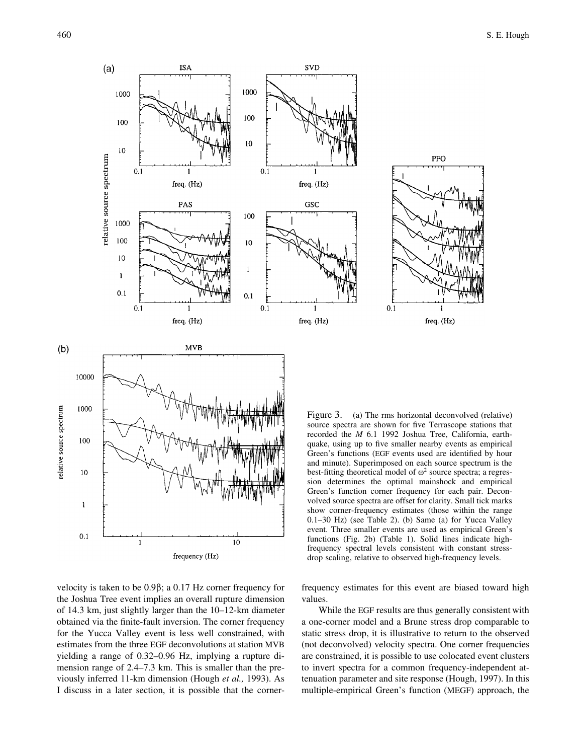Figure 3. (a) The rms horizontal deconvolved (relative) source spectra are shown for five Terrascope stations that recorded the *M* 6.1 1992 Joshua Tree, California, earthquake, using up to five smaller nearby events as empirical Green's functions (EGF events used are identified by hour and minute). Superimposed on each source spectrum is the best-fitting theoretical model of $\omega^2$ source spectra; a regression determines the optimal mainshock and empirical Green's function corner frequency for each pair. Deconvolved source spectra are offset for clarity. Small tick marks show corner-frequency estimates (those within the range 0.1–30 Hz) (see Table 2). (b) Same (a) for Yucca Valley event. Three smaller events are used as empirical Green's functions (Fig. 2b) (Table 1). Solid lines indicate high-frequency spectral levels consistent with constant stress-drop scaling, relative to observed high-frequency levels.

velocity is taken to be $0.9\beta$; a 0.17 Hz corner frequency for the Joshua Tree event implies an overall rupture dimension of 14.3 km, just slightly larger than the 10–12-km diameter obtained via the finite-fault inversion. The corner frequency for the Yucca Valley event is less well constrained, with estimates from the three EGF deconvolutions at station MVB yielding a range of 0.32–0.96 Hz, implying a rupture dimension range of 2.4–7.3 km. This is smaller than the previously inferred 11-km dimension (Hough *et al.,* 1993). As I discuss in a later section, it is possible that the corner-frequency estimates for this event are biased toward high values.

While the EGF results are thus generally consistent with a one-corner model and a Brune stress drop comparable to static stress drop, it is illustrative to return to the observed (not deconvolved) velocity spectra. One corner frequencies are constrained, it is possible to use colocated event clusters to invert spectra for a common frequency-independent attenuation parameter and site response (Hough, 1997). In this multiple-empirical Green's function (MEGF) approach, the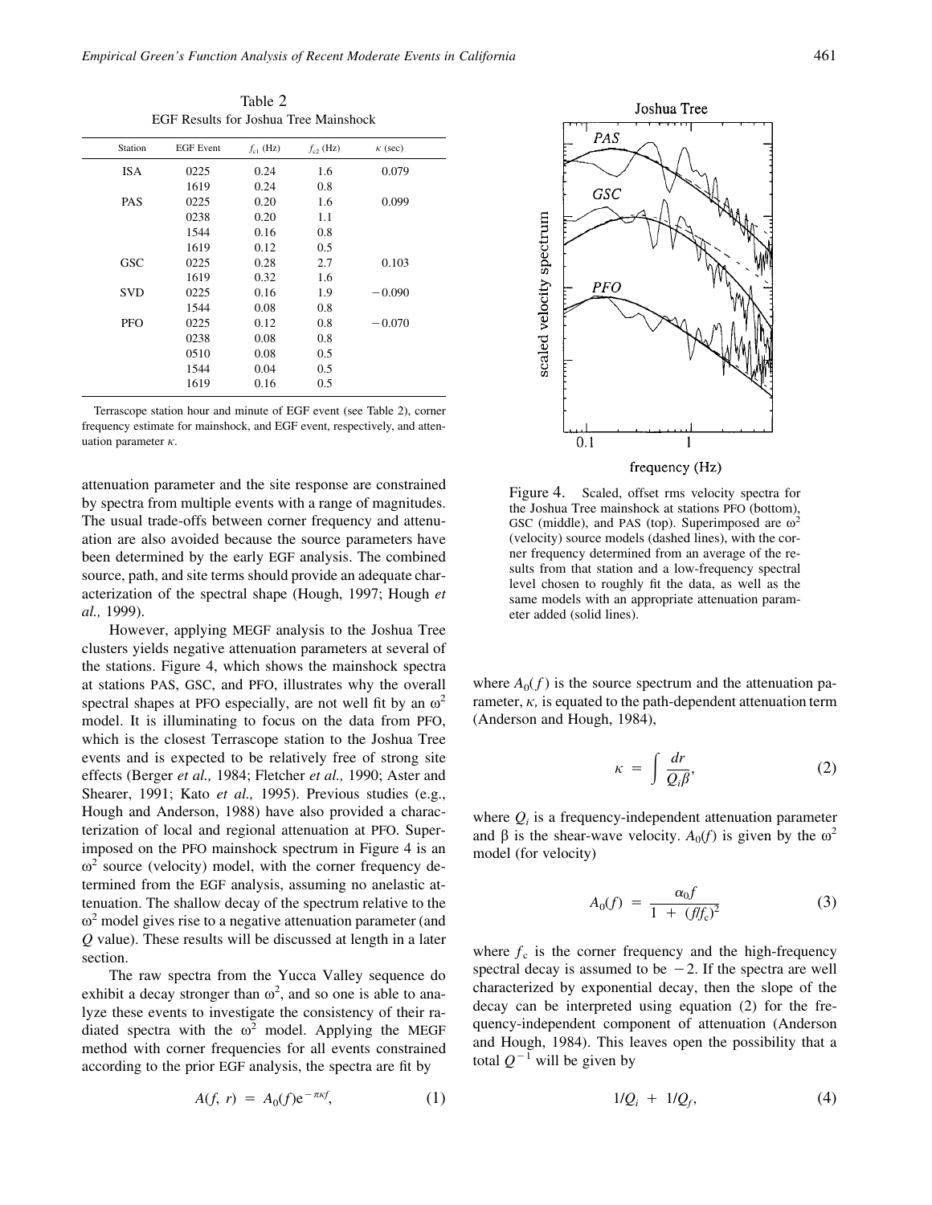Table 2
EGF Results for Joshua Tree Mainshock

| Station | EGF Event | $f_{c1}$ (Hz) | $f_{c2}$ (Hz) | $\kappa$ (sec) |
|---|---|---|---|---|
| ISA | 0225 | 0.24 | 1.6 | 0.079 |
| | 1619 | 0.24 | 0.8 | |
| PAS | 0225 | 0.20 | 1.6 | 0.099 |
| | 0238 | 0.20 | 1.1 | |
| | 1544 | 0.16 | 0.8 | |
| | 1619 | 0.12 | 0.5 | |
| GSC | 0225 | 0.28 | 2.7 | 0.103 |
| | 1619 | 0.32 | 1.6 | |
| SVD | 0225 | 0.16 | 1.9 | −0.090 |
| | 1544 | 0.08 | 0.8 | |
| PFO | 0225 | 0.12 | 0.8 | −0.070 |
| | 0238 | 0.08 | 0.8 | |
| | 0510 | 0.08 | 0.5 | |
| | 1544 | 0.04 | 0.5 | |
| | 1619 | 0.16 | 0.5 | |

Terrascope station hour and minute of EGF event (see Table 2), corner frequency estimate for mainshock, and EGF event, respectively, and attenuation parameter $\kappa$.

attenuation parameter and the site response are constrained by spectra from multiple events with a range of magnitudes. The usual trade-offs between corner frequency and attenuation are also avoided because the source parameters have been determined by the early EGF analysis. The combined source, path, and site terms should provide an adequate characterization of the spectral shape (Hough, 1997; Hough *et al.,* 1999).

However, applying MEGF analysis to the Joshua Tree clusters yields negative attenuation parameters at several of the stations. Figure 4, which shows the mainshock spectra at stations PAS, GSC, and PFO, illustrates why the overall spectral shapes at PFO especially, are not well fit by an $\omega^2$ model. It is illuminating to focus on the data from PFO, which is the closest Terrascope station to the Joshua Tree events and is expected to be relatively free of strong site effects (Berger *et al.,* 1984; Fletcher *et al.,* 1990; Aster and Shearer, 1991; Kato *et al.,* 1995). Previous studies (e.g., Hough and Anderson, 1988) have also provided a characterization of local and regional attenuation at PFO. Superimposed on the PFO mainshock spectrum in Figure 4 is an $\omega^2$ source (velocity) model, with the corner frequency determined from the EGF analysis, assuming no anelastic attenuation. The shallow decay of the spectrum relative to the $\omega^2$ model gives rise to a negative attenuation parameter (and $Q$ value). These results will be discussed at length in a later section.

The raw spectra from the Yucca Valley sequence do exhibit a decay stronger than $\omega^2$, and so one is able to analyze these events to investigate the consistency of their radiated spectra with the $\omega^2$ model. Applying the MEGF method with corner frequencies for all events constrained according to the prior EGF analysis, the spectra are fit by

$$A(f, r) = A_0(f)e^{-\pi\kappa f}, \tag{1}$$

Figure 4. Scaled, offset rms velocity spectra for the Joshua Tree mainshock at stations PFO (bottom), GSC (middle), and PAS (top). Superimposed are $\omega^2$ (velocity) source models (dashed lines), with the corner frequency determined from an average of the results from that station and a low-frequency spectral level chosen to roughly fit the data, as well as the same models with an appropriate attenuation parameter added (solid lines).

where $A_0(f)$ is the source spectrum and the attenuation parameter, $\kappa$, is equated to the path-dependent attenuation term (Anderson and Hough, 1984),

$$\kappa = \int \frac{dr}{Q_i\beta}, \tag{2}$$

where $Q_i$ is a frequency-independent attenuation parameter and $\beta$ is the shear-wave velocity. $A_0(f)$ is given by the $\omega^2$ model (for velocity)

$$A_0(f) = \frac{\alpha_0 f}{1 + (f/f_c)^2} \tag{3}$$

where $f_c$ is the corner frequency and the high-frequency spectral decay is assumed to be $-2$. If the spectra are well characterized by exponential decay, then the slope of the decay can be interpreted using equation (2) for the frequency-independent component of attenuation (Anderson and Hough, 1984). This leaves open the possibility that a total $Q^{-1}$ will be given by

$$1/Q_i + 1/Q_f, \tag{4}$$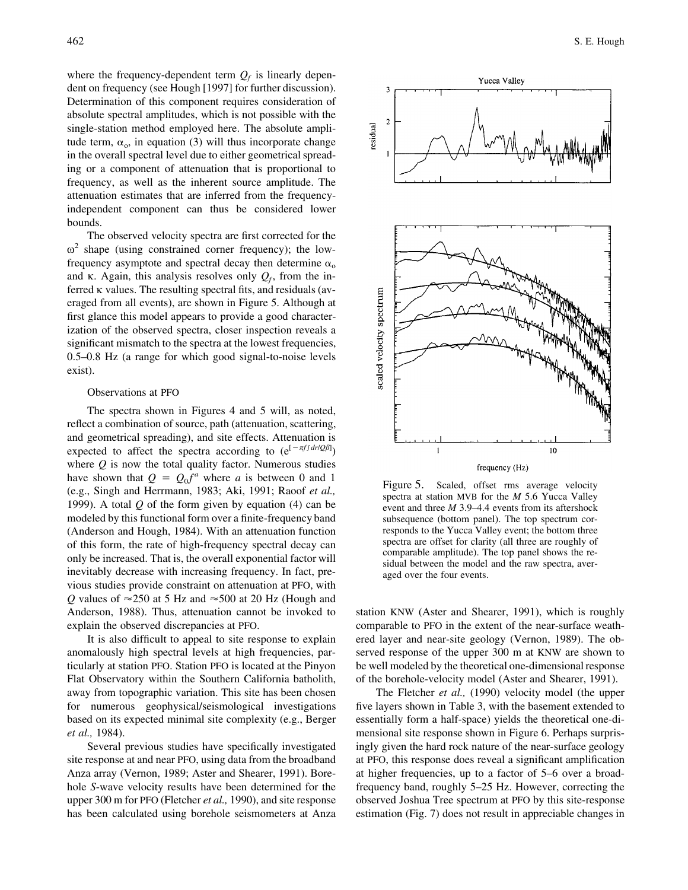where the frequency-dependent term $Q_f$ is linearly dependent on frequency (see Hough [1997] for further discussion). Determination of this component requires consideration of absolute spectral amplitudes, which is not possible with the single-station method employed here. The absolute amplitude term, $\alpha_o$, in equation (3) will thus incorporate change in the overall spectral level due to either geometrical spreading or a component of attenuation that is proportional to frequency, as well as the inherent source amplitude. The attenuation estimates that are inferred from the frequency-independent component can thus be considered lower bounds.

The observed velocity spectra are first corrected for the $\omega^2$ shape (using constrained corner frequency); the low-frequency asymptote and spectral decay then determine $\alpha_o$ and $\kappa$. Again, this analysis resolves only $Q_f$, from the inferred $\kappa$ values. The resulting spectral fits, and residuals (averaged from all events), are shown in Figure 5. Although at first glance this model appears to provide a good characterization of the observed spectra, closer inspection reveals a significant mismatch to the spectra at the lowest frequencies, 0.5–0.8 Hz (a range for which good signal-to-noise levels exist).

Figure 5. Scaled, offset rms average velocity spectra at station MVB for the *M* 5.6 Yucca Valley event and three *M* 3.9–4.4 events from its aftershock subsequence (bottom panel). The top spectrum corresponds to the Yucca Valley event; the bottom three spectra are offset for clarity (all three are roughly of comparable amplitude). The top panel shows the residual between the model and the raw spectra, averaged over the four events.

### Observations at PFO

The spectra shown in Figures 4 and 5 will, as noted, reflect a combination of source, path (attenuation, scattering, and geometrical spreading), and site effects. Attenuation is expected to affect the spectra according to ($e^{[-\pi f \int dr/Q\beta]}$) where $Q$ is now the total quality factor. Numerous studies have shown that $Q = Q_0 f^a$ where $a$ is between 0 and 1 (e.g., Singh and Herrmann, 1983; Aki, 1991; Raoof *et al.,* 1999). A total $Q$ of the form given by equation (4) can be modeled by this functional form over a finite-frequency band (Anderson and Hough, 1984). With an attenuation function of this form, the rate of high-frequency spectral decay can only be increased. That is, the overall exponential factor will inevitably decrease with increasing frequency. In fact, previous studies provide constraint on attenuation at PFO, with $Q$ values of $\approx$250 at 5 Hz and $\approx$500 at 20 Hz (Hough and Anderson, 1988). Thus, attenuation cannot be invoked to explain the observed discrepancies at PFO.

It is also difficult to appeal to site response to explain anomalously high spectral levels at high frequencies, particularly at station PFO. Station PFO is located at the Pinyon Flat Observatory within the Southern California batholith, away from topographic variation. This site has been chosen for numerous geophysical/seismological investigations based on its expected minimal site complexity (e.g., Berger *et al.,* 1984).

Several previous studies have specifically investigated site response at and near PFO, using data from the broadband Anza array (Vernon, 1989; Aster and Shearer, 1991). Borehole *S*-wave velocity results have been determined for the upper 300 m for PFO (Fletcher *et al.,* 1990), and site response has been calculated using borehole seismometers at Anza station KNW (Aster and Shearer, 1991), which is roughly comparable to PFO in the extent of the near-surface weathered layer and near-site geology (Vernon, 1989). The observed response of the upper 300 m at KNW are shown to be well modeled by the theoretical one-dimensional response of the borehole-velocity model (Aster and Shearer, 1991).

The Fletcher *et al.,* (1990) velocity model (the upper five layers shown in Table 3, with the basement extended to essentially form a half-space) yields the theoretical one-dimensional site response shown in Figure 6. Perhaps surprisingly given the hard rock nature of the near-surface geology at PFO, this response does reveal a significant amplification at higher frequencies, up to a factor of 5–6 over a broad-frequency band, roughly 5–25 Hz. However, correcting the observed Joshua Tree spectrum at PFO by this site-response estimation (Fig. 7) does not result in appreciable changes in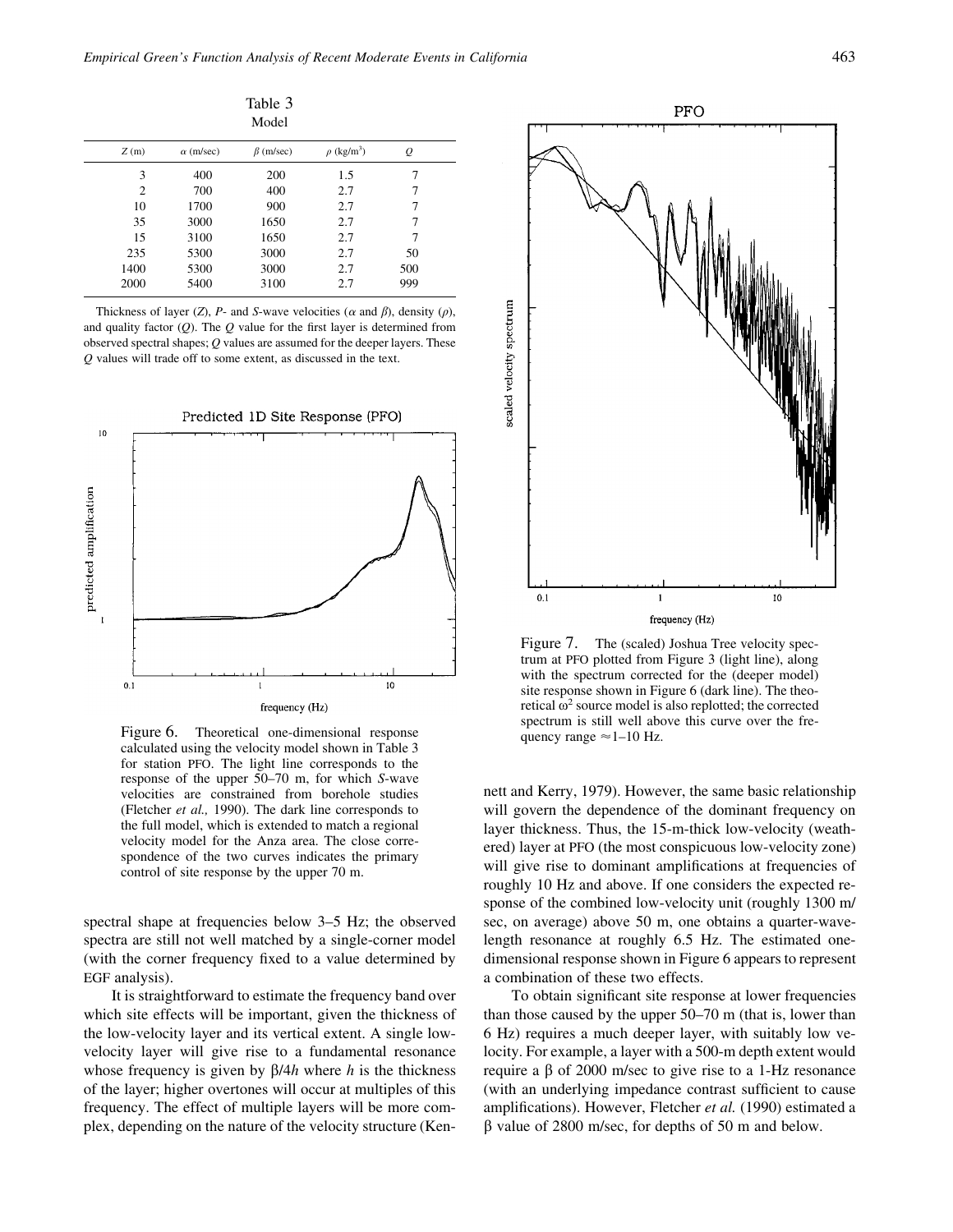Table 3
Model

| $Z$ (m) | $\alpha$ (m/sec) | $\beta$ (m/sec) | $\rho$ (kg/m$^3$) | $Q$ |
|---|---|---|---|---|
| 3 | 400 | 200 | 1.5 | 7 |
| 2 | 700 | 400 | 2.7 | 7 |
| 10 | 1700 | 900 | 2.7 | 7 |
| 35 | 3000 | 1650 | 2.7 | 7 |
| 15 | 3100 | 1650 | 2.7 | 7 |
| 235 | 5300 | 3000 | 2.7 | 50 |
| 1400 | 5300 | 3000 | 2.7 | 500 |
| 2000 | 5400 | 3100 | 2.7 | 999 |

Thickness of layer ($Z$), $P$- and $S$-wave velocities ($\alpha$ and $\beta$), density ($\rho$), and quality factor ($Q$). The $Q$ value for the first layer is determined from observed spectral shapes; $Q$ values are assumed for the deeper layers. These $Q$ values will trade off to some extent, as discussed in the text.

Figure 6. Theoretical one-dimensional response calculated using the velocity model shown in Table 3 for station PFO. The light line corresponds to the response of the upper 50–70 m, for which $S$-wave velocities are constrained from borehole studies (Fletcher *et al.,* 1990). The dark line corresponds to the full model, which is extended to match a regional velocity model for the Anza area. The close correspondence of the two curves indicates the primary control of site response by the upper 70 m.

Figure 7. The (scaled) Joshua Tree velocity spectrum at PFO plotted from Figure 3 (light line), along with the spectrum corrected for the (deeper model) site response shown in Figure 6 (dark line). The theoretical $\omega^2$ source model is also replotted; the corrected spectrum is still well above this curve over the frequency range $\approx$1–10 Hz.

spectral shape at frequencies below 3–5 Hz; the observed spectra are still not well matched by a single-corner model (with the corner frequency fixed to a value determined by EGF analysis).

It is straightforward to estimate the frequency band over which site effects will be important, given the thickness of the low-velocity layer and its vertical extent. A single low-velocity layer will give rise to a fundamental resonance whose frequency is given by $\beta/4h$ where $h$ is the thickness of the layer; higher overtones will occur at multiples of this frequency. The effect of multiple layers will be more complex, depending on the nature of the velocity structure (Kennett and Kerry, 1979). However, the same basic relationship will govern the dependence of the dominant frequency on layer thickness. Thus, the 15-m-thick low-velocity (weathered) layer at PFO (the most conspicuous low-velocity zone) will give rise to dominant amplifications at frequencies of roughly 10 Hz and above. If one considers the expected response of the combined low-velocity unit (roughly 1300 m/sec, on average) above 50 m, one obtains a quarter-wavelength resonance at roughly 6.5 Hz. The estimated one-dimensional response shown in Figure 6 appears to represent a combination of these two effects.

To obtain significant site response at lower frequencies than those caused by the upper 50–70 m (that is, lower than 6 Hz) requires a much deeper layer, with suitably low velocity. For example, a layer with a 500-m depth extent would require a $\beta$ of 2000 m/sec to give rise to a 1-Hz resonance (with an underlying impedance contrast sufficient to cause amplifications). However, Fletcher *et al.* (1990) estimated a $\beta$ value of 2800 m/sec, for depths of 50 m and below.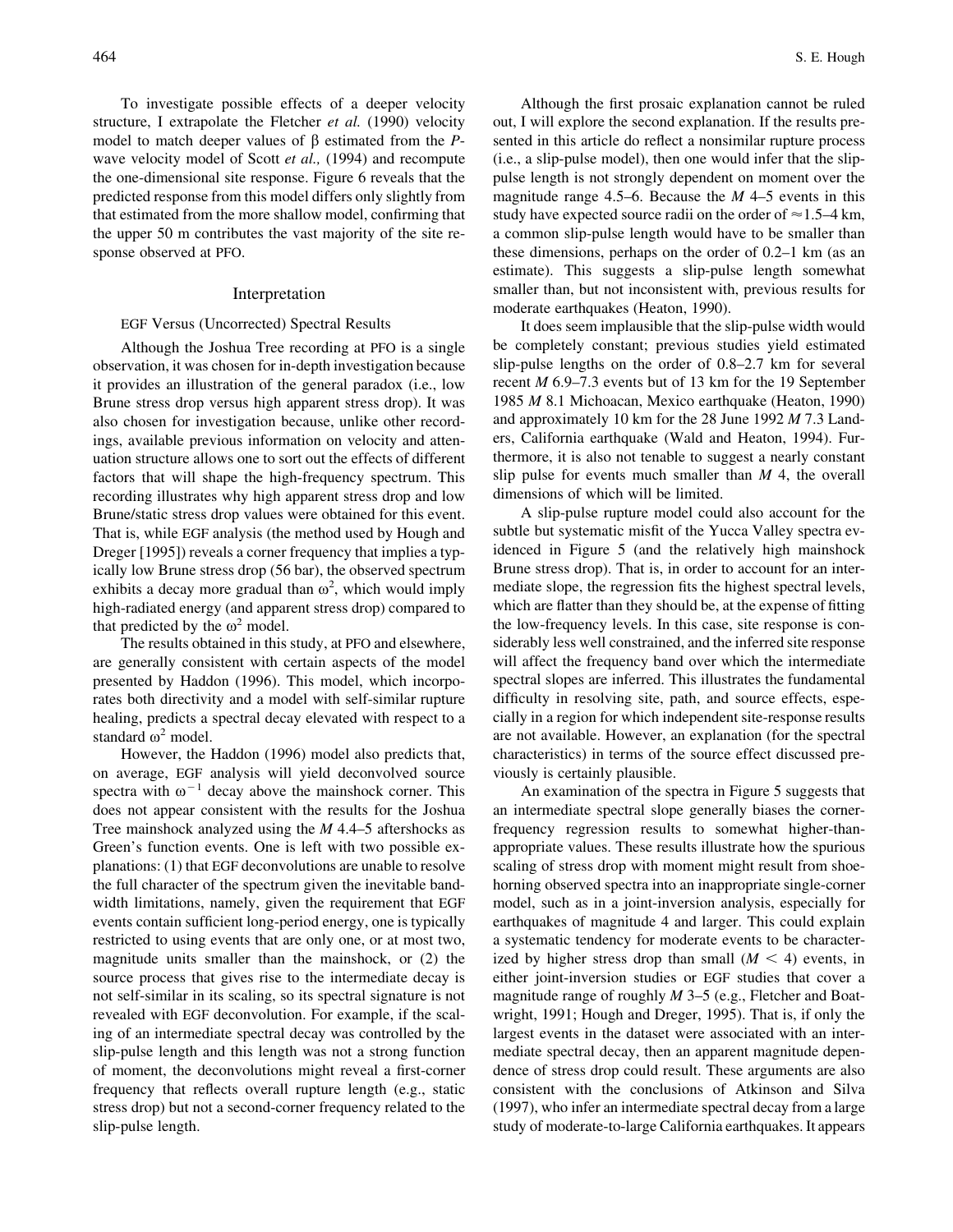To investigate possible effects of a deeper velocity structure, I extrapolate the Fletcher *et al.* (1990) velocity model to match deeper values of $\beta$ estimated from the *P*-wave velocity model of Scott *et al.,* (1994) and recompute the one-dimensional site response. Figure 6 reveals that the predicted response from this model differs only slightly from that estimated from the more shallow model, confirming that the upper 50 m contributes the vast majority of the site response observed at PFO.

## Interpretation

### EGF Versus (Uncorrected) Spectral Results

Although the Joshua Tree recording at PFO is a single observation, it was chosen for in-depth investigation because it provides an illustration of the general paradox (i.e., low Brune stress drop versus high apparent stress drop). It was also chosen for investigation because, unlike other recordings, available previous information on velocity and attenuation structure allows one to sort out the effects of different factors that will shape the high-frequency spectrum. This recording illustrates why high apparent stress drop and low Brune/static stress drop values were obtained for this event. That is, while EGF analysis (the method used by Hough and Dreger [1995]) reveals a corner frequency that implies a typically low Brune stress drop (56 bar), the observed spectrum exhibits a decay more gradual than $\omega^2$, which would imply high-radiated energy (and apparent stress drop) compared to that predicted by the $\omega^2$ model.

The results obtained in this study, at PFO and elsewhere, are generally consistent with certain aspects of the model presented by Haddon (1996). This model, which incorporates both directivity and a model with self-similar rupture healing, predicts a spectral decay elevated with respect to a standard $\omega^2$ model.

However, the Haddon (1996) model also predicts that, on average, EGF analysis will yield deconvolved source spectra with $\omega^{-1}$ decay above the mainshock corner. This does not appear consistent with the results for the Joshua Tree mainshock analyzed using the *M* 4.4–5 aftershocks as Green's function events. One is left with two possible explanations: (1) that EGF deconvolutions are unable to resolve the full character of the spectrum given the inevitable bandwidth limitations, namely, given the requirement that EGF events contain sufficient long-period energy, one is typically restricted to using events that are only one, or at most two, magnitude units smaller than the mainshock, or (2) the source process that gives rise to the intermediate decay is not self-similar in its scaling, so its spectral signature is not revealed with EGF deconvolution. For example, if the scaling of an intermediate spectral decay was controlled by the slip-pulse length and this length was not a strong function of moment, the deconvolutions might reveal a first-corner frequency that reflects overall rupture length (e.g., static stress drop) but not a second-corner frequency related to the slip-pulse length.

Although the first prosaic explanation cannot be ruled out, I will explore the second explanation. If the results presented in this article do reflect a nonsimilar rupture process (i.e., a slip-pulse model), then one would infer that the slip-pulse length is not strongly dependent on moment over the magnitude range 4.5–6. Because the *M* 4–5 events in this study have expected source radii on the order of $\approx$1.5–4 km, a common slip-pulse length would have to be smaller than these dimensions, perhaps on the order of 0.2–1 km (as an estimate). This suggests a slip-pulse length somewhat smaller than, but not inconsistent with, previous results for moderate earthquakes (Heaton, 1990).

It does seem implausible that the slip-pulse width would be completely constant; previous studies yield estimated slip-pulse lengths on the order of 0.8–2.7 km for several recent *M* 6.9–7.3 events but of 13 km for the 19 September 1985 *M* 8.1 Michoacan, Mexico earthquake (Heaton, 1990) and approximately 10 km for the 28 June 1992 *M* 7.3 Landers, California earthquake (Wald and Heaton, 1994). Furthermore, it is also not tenable to suggest a nearly constant slip pulse for events much smaller than *M* 4, the overall dimensions of which will be limited.

A slip-pulse rupture model could also account for the subtle but systematic misfit of the Yucca Valley spectra evidenced in Figure 5 (and the relatively high mainshock Brune stress drop). That is, in order to account for an intermediate slope, the regression fits the highest spectral levels, which are flatter than they should be, at the expense of fitting the low-frequency levels. In this case, site response is considerably less well constrained, and the inferred site response will affect the frequency band over which the intermediate spectral slopes are inferred. This illustrates the fundamental difficulty in resolving site, path, and source effects, especially in a region for which independent site-response results are not available. However, an explanation (for the spectral characteristics) in terms of the source effect discussed previously is certainly plausible.

An examination of the spectra in Figure 5 suggests that an intermediate spectral slope generally biases the corner-frequency regression results to somewhat higher-than-appropriate values. These results illustrate how the spurious scaling of stress drop with moment might result from shoehorning observed spectra into an inappropriate single-corner model, such as in a joint-inversion analysis, especially for earthquakes of magnitude 4 and larger. This could explain a systematic tendency for moderate events to be characterized by higher stress drop than small ($M < 4$) events, in either joint-inversion studies or EGF studies that cover a magnitude range of roughly *M* 3–5 (e.g., Fletcher and Boatwright, 1991; Hough and Dreger, 1995). That is, if only the largest events in the dataset were associated with an intermediate spectral decay, then an apparent magnitude dependence of stress drop could result. These arguments are also consistent with the conclusions of Atkinson and Silva (1997), who infer an intermediate spectral decay from a large study of moderate-to-large California earthquakes. It appears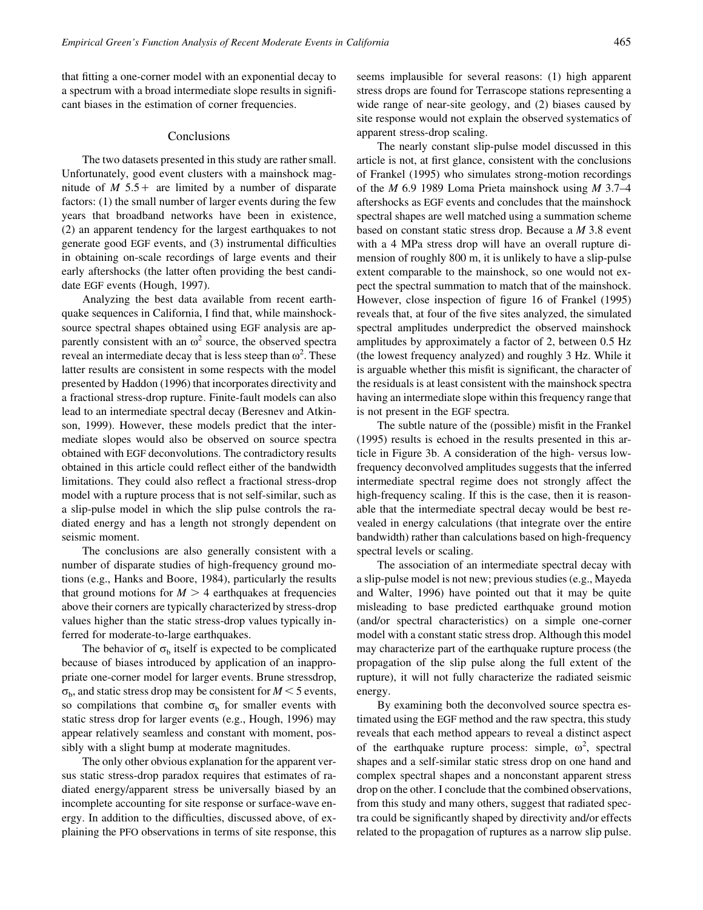that fitting a one-corner model with an exponential decay to a spectrum with a broad intermediate slope results in significant biases in the estimation of corner frequencies.

## Conclusions

The two datasets presented in this study are rather small. Unfortunately, good event clusters with a mainshock magnitude of *M* 5.5+ are limited by a number of disparate factors: (1) the small number of larger events during the few years that broadband networks have been in existence, (2) an apparent tendency for the largest earthquakes to not generate good EGF events, and (3) instrumental difficulties in obtaining on-scale recordings of large events and their early aftershocks (the latter often providing the best candidate EGF events (Hough, 1997).

Analyzing the best data available from recent earthquake sequences in California, I find that, while mainshock-source spectral shapes obtained using EGF analysis are apparently consistent with an $\omega^2$ source, the observed spectra reveal an intermediate decay that is less steep than $\omega^2$. These latter results are consistent in some respects with the model presented by Haddon (1996) that incorporates directivity and a fractional stress-drop rupture. Finite-fault models can also lead to an intermediate spectral decay (Beresnev and Atkinson, 1999). However, these models predict that the intermediate slopes would also be observed on source spectra obtained with EGF deconvolutions. The contradictory results obtained in this article could reflect either of the bandwidth limitations. They could also reflect a fractional stress-drop model with a rupture process that is not self-similar, such as a slip-pulse model in which the slip pulse controls the radiated energy and has a length not strongly dependent on seismic moment.

The conclusions are also generally consistent with a number of disparate studies of high-frequency ground motions (e.g., Hanks and Boore, 1984), particularly the results that ground motions for $M > 4$ earthquakes at frequencies above their corners are typically characterized by stress-drop values higher than the static stress-drop values typically inferred for moderate-to-large earthquakes.

The behavior of $\sigma_b$ itself is expected to be complicated because of biases introduced by application of an inappropriate one-corner model for larger events. Brune stressdrop, $\sigma_b$, and static stress drop may be consistent for $M < 5$ events, so compilations that combine $\sigma_b$ for smaller events with static stress drop for larger events (e.g., Hough, 1996) may appear relatively seamless and constant with moment, possibly with a slight bump at moderate magnitudes.

The only other obvious explanation for the apparent versus static stress-drop paradox requires that estimates of radiated energy/apparent stress be universally biased by an incomplete accounting for site response or surface-wave energy. In addition to the difficulties, discussed above, of explaining the PFO observations in terms of site response, this seems implausible for several reasons: (1) high apparent stress drops are found for Terrascope stations representing a wide range of near-site geology, and (2) biases caused by site response would not explain the observed systematics of apparent stress-drop scaling.

The nearly constant slip-pulse model discussed in this article is not, at first glance, consistent with the conclusions of Frankel (1995) who simulates strong-motion recordings of the *M* 6.9 1989 Loma Prieta mainshock using *M* 3.7–4 aftershocks as EGF events and concludes that the mainshock spectral shapes are well matched using a summation scheme based on constant static stress drop. Because a *M* 3.8 event with a 4 MPa stress drop will have an overall rupture dimension of roughly 800 m, it is unlikely to have a slip-pulse extent comparable to the mainshock, so one would not expect the spectral summation to match that of the mainshock. However, close inspection of figure 16 of Frankel (1995) reveals that, at four of the five sites analyzed, the simulated spectral amplitudes underpredict the observed mainshock amplitudes by approximately a factor of 2, between 0.5 Hz (the lowest frequency analyzed) and roughly 3 Hz. While it is arguable whether this misfit is significant, the character of the residuals is at least consistent with the mainshock spectra having an intermediate slope within this frequency range that is not present in the EGF spectra.

The subtle nature of the (possible) misfit in the Frankel (1995) results is echoed in the results presented in this article in Figure 3b. A consideration of the high- versus low-frequency deconvolved amplitudes suggests that the inferred intermediate spectral regime does not strongly affect the high-frequency scaling. If this is the case, then it is reasonable that the intermediate spectral decay would be best revealed in energy calculations (that integrate over the entire bandwidth) rather than calculations based on high-frequency spectral levels or scaling.

The association of an intermediate spectral decay with a slip-pulse model is not new; previous studies (e.g., Mayeda and Walter, 1996) have pointed out that it may be quite misleading to base predicted earthquake ground motion (and/or spectral characteristics) on a simple one-corner model with a constant static stress drop. Although this model may characterize part of the earthquake rupture process (the propagation of the slip pulse along the full extent of the rupture), it will not fully characterize the radiated seismic energy.

By examining both the deconvolved source spectra estimated using the EGF method and the raw spectra, this study reveals that each method appears to reveal a distinct aspect of the earthquake rupture process: simple, $\omega^2$, spectral shapes and a self-similar static stress drop on one hand and complex spectral shapes and a nonconstant apparent stress drop on the other. I conclude that the combined observations, from this study and many others, suggest that radiated spectra could be significantly shaped by directivity and/or effects related to the propagation of ruptures as a narrow slip pulse.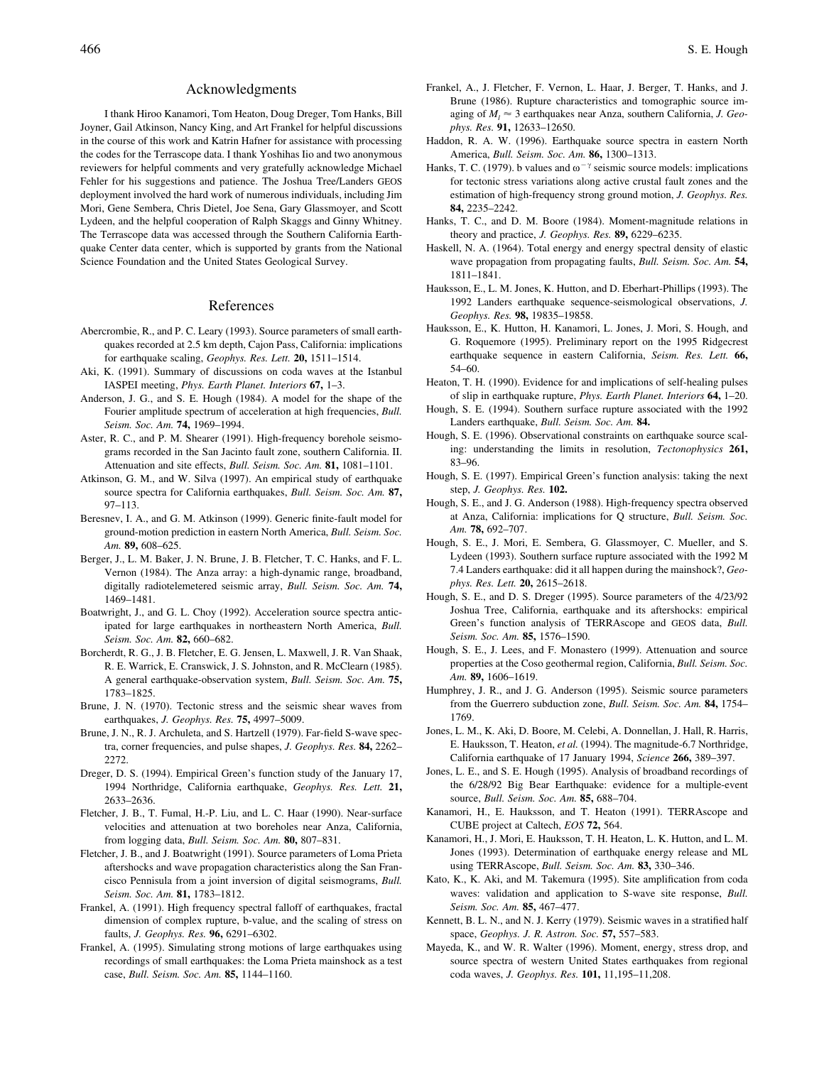## Acknowledgments

I thank Hiroo Kanamori, Tom Heaton, Doug Dreger, Tom Hanks, Bill Joyner, Gail Atkinson, Nancy King, and Art Frankel for helpful discussions in the course of this work and Katrin Hafner for assistance with processing the codes for the Terrascope data. I thank Yoshihas Iio and two anonymous reviewers for helpful comments and very gratefully acknowledge Michael Fehler for his suggestions and patience. The Joshua Tree/Landers GEOS deployment involved the hard work of numerous individuals, including Jim Mori, Gene Sembera, Chris Dietel, Joe Sena, Gary Glassmoyer, and Scott Lydeen, and the helpful cooperation of Ralph Skaggs and Ginny Whitney. The Terrascope data was accessed through the Southern California Earthquake Center data center, which is supported by grants from the National Science Foundation and the United States Geological Survey.

## References

Abercrombie, R., and P. C. Leary (1993). Source parameters of small earthquakes recorded at 2.5 km depth, Cajon Pass, California: implications for earthquake scaling, *Geophys. Res. Lett.* **20,** 1511–1514.

Aki, K. (1991). Summary of discussions on coda waves at the Istanbul IASPEI meeting, *Phys. Earth Planet. Interiors* **67,** 1–3.

Anderson, J. G., and S. E. Hough (1984). A model for the shape of the Fourier amplitude spectrum of acceleration at high frequencies, *Bull. Seism. Soc. Am.* **74,** 1969–1994.

Aster, R. C., and P. M. Shearer (1991). High-frequency borehole seismograms recorded in the San Jacinto fault zone, southern California. II. Attenuation and site effects, *Bull. Seism. Soc. Am.* **81,** 1081–1101.

Atkinson, G. M., and W. Silva (1997). An empirical study of earthquake source spectra for California earthquakes, *Bull. Seism. Soc. Am.* **87,** 97–113.

Beresnev, I. A., and G. M. Atkinson (1999). Generic finite-fault model for ground-motion prediction in eastern North America, *Bull. Seism. Soc. Am.* **89,** 608–625.

Berger, J., L. M. Baker, J. N. Brune, J. B. Fletcher, T. C. Hanks, and F. L. Vernon (1984). The Anza array: a high-dynamic range, broadband, digitally radiotelemetered seismic array, *Bull. Seism. Soc. Am.* **74,** 1469–1481.

Boatwright, J., and G. L. Choy (1992). Acceleration source spectra anticipated for large earthquakes in northeastern North America, *Bull. Seism. Soc. Am.* **82,** 660–682.

Borcherdt, R. G., J. B. Fletcher, E. G. Jensen, L. Maxwell, J. R. Van Shaak, R. E. Warrick, E. Cranswick, J. S. Johnston, and R. McClearn (1985). A general earthquake-observation system, *Bull. Seism. Soc. Am.* **75,** 1783–1825.

Brune, J. N. (1970). Tectonic stress and the seismic shear waves from earthquakes, *J. Geophys. Res.* **75,** 4997–5009.

Brune, J. N., R. J. Archuleta, and S. Hartzell (1979). Far-field S-wave spectra, corner frequencies, and pulse shapes, *J. Geophys. Res.* **84,** 2262–2272.

Dreger, D. S. (1994). Empirical Green's function study of the January 17, 1994 Northridge, California earthquake, *Geophys. Res. Lett.* **21,** 2633–2636.

Fletcher, J. B., T. Fumal, H.-P. Liu, and L. C. Haar (1990). Near-surface velocities and attenuation at two boreholes near Anza, California, from logging data, *Bull. Seism. Soc. Am.* **80,** 807–831.

Fletcher, J. B., and J. Boatwright (1991). Source parameters of Loma Prieta aftershocks and wave propagation characteristics along the San Francisco Pennisula from a joint inversion of digital seismograms, *Bull. Seism. Soc. Am.* **81,** 1783–1812.

Frankel, A. (1991). High frequency spectral falloff of earthquakes, fractal dimension of complex rupture, b-value, and the scaling of stress on faults, *J. Geophys. Res.* **96,** 6291–6302.

Frankel, A. (1995). Simulating strong motions of large earthquakes using recordings of small earthquakes: the Loma Prieta mainshock as a test case, *Bull. Seism. Soc. Am.* **85,** 1144–1160.

Frankel, A., J. Fletcher, F. Vernon, L. Haar, J. Berger, T. Hanks, and J. Brune (1986). Rupture characteristics and tomographic source imaging of $M_l \approx 3$ earthquakes near Anza, southern California, *J. Geophys. Res.* **91,** 12633–12650.

Haddon, R. A. W. (1996). Earthquake source spectra in eastern North America, *Bull. Seism. Soc. Am.* **86,** 1300–1313.

Hanks, T. C. (1979). b values and $\omega^{-\gamma}$ seismic source models: implications for tectonic stress variations along active crustal fault zones and the estimation of high-frequency strong ground motion, *J. Geophys. Res.* **84,** 2235–2242.

Hanks, T. C., and D. M. Boore (1984). Moment-magnitude relations in theory and practice, *J. Geophys. Res.* **89,** 6229–6235.

Haskell, N. A. (1964). Total energy and energy spectral density of elastic wave propagation from propagating faults, *Bull. Seism. Soc. Am.* **54,** 1811–1841.

Hauksson, E., L. M. Jones, K. Hutton, and D. Eberhart-Phillips (1993). The 1992 Landers earthquake sequence-seismological observations, *J. Geophys. Res.* **98,** 19835–19858.

Hauksson, E., K. Hutton, H. Kanamori, L. Jones, J. Mori, S. Hough, and G. Roquemore (1995). Preliminary report on the 1995 Ridgecrest earthquake sequence in eastern California, *Seism. Res. Lett.* **66,** 54–60.

Heaton, T. H. (1990). Evidence for and implications of self-healing pulses of slip in earthquake rupture, *Phys. Earth Planet. Interiors* **64,** 1–20.

Hough, S. E. (1994). Southern surface rupture associated with the 1992 Landers earthquake, *Bull. Seism. Soc. Am.* **84.**

Hough, S. E. (1996). Observational constraints on earthquake source scaling: understanding the limits in resolution, *Tectonophysics* **261,** 83–96.

Hough, S. E. (1997). Empirical Green's function analysis: taking the next step, *J. Geophys. Res.* **102.**

Hough, S. E., and J. G. Anderson (1988). High-frequency spectra observed at Anza, California: implications for Q structure, *Bull. Seism. Soc. Am.* **78,** 692–707.

Hough, S. E., J. Mori, E. Sembera, G. Glassmoyer, C. Mueller, and S. Lydeen (1993). Southern surface rupture associated with the 1992 M 7.4 Landers earthquake: did it all happen during the mainshock?, *Geophys. Res. Lett.* **20,** 2615–2618.

Hough, S. E., and D. S. Dreger (1995). Source parameters of the 4/23/92 Joshua Tree, California, earthquake and its aftershocks: empirical Green's function analysis of TERRAscope and GEOS data, *Bull. Seism. Soc. Am.* **85,** 1576–1590.

Hough, S. E., J. Lees, and F. Monastero (1999). Attenuation and source properties at the Coso geothermal region, California, *Bull. Seism. Soc. Am.* **89,** 1606–1619.

Humphrey, J. R., and J. G. Anderson (1995). Seismic source parameters from the Guerrero subduction zone, *Bull. Seism. Soc. Am.* **84,** 1754–1769.

Jones, L. M., K. Aki, D. Boore, M. Celebi, A. Donnellan, J. Hall, R. Harris, E. Hauksson, T. Heaton, *et al.* (1994). The magnitude-6.7 Northridge, California earthquake of 17 January 1994, *Science* **266,** 389–397.

Jones, L. E., and S. E. Hough (1995). Analysis of broadband recordings of the 6/28/92 Big Bear Earthquake: evidence for a multiple-event source, *Bull. Seism. Soc. Am.* **85,** 688–704.

Kanamori, H., E. Hauksson, and T. Heaton (1991). TERRAscope and CUBE project at Caltech, *EOS* **72,** 564.

Kanamori, H., J. Mori, E. Hauksson, T. H. Heaton, L. K. Hutton, and L. M. Jones (1993). Determination of earthquake energy release and ML using TERRAscope, *Bull. Seism. Soc. Am.* **83,** 330–346.

Kato, K., K. Aki, and M. Takemura (1995). Site amplification from coda waves: validation and application to S-wave site response, *Bull. Seism. Soc. Am.* **85,** 467–477.

Kennett, B. L. N., and N. J. Kerry (1979). Seismic waves in a stratified half space, *Geophys. J. R. Astron. Soc.* **57,** 557–583.

Mayeda, K., and W. R. Walter (1996). Moment, energy, stress drop, and source spectra of western United States earthquakes from regional coda waves, *J. Geophys. Res.* **101,** 11,195–11,208.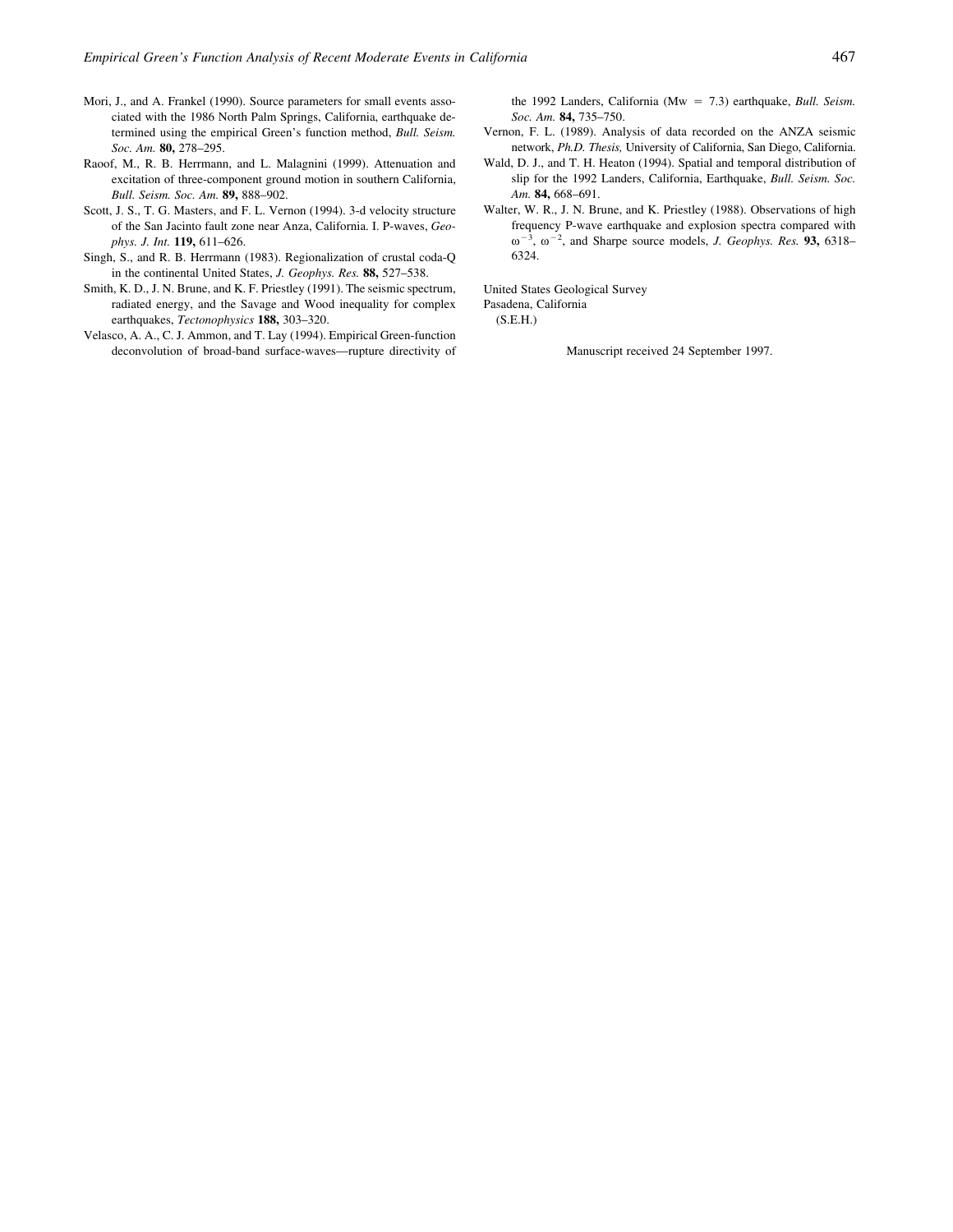Mori, J., and A. Frankel (1990). Source parameters for small events associated with the 1986 North Palm Springs, California, earthquake determined using the empirical Green's function method, *Bull. Seism. Soc. Am.* **80,** 278–295.

Raoof, M., R. B. Herrmann, and L. Malagnini (1999). Attenuation and excitation of three-component ground motion in southern California, *Bull. Seism. Soc. Am.* **89,** 888–902.

Scott, J. S., T. G. Masters, and F. L. Vernon (1994). 3-d velocity structure of the San Jacinto fault zone near Anza, California. I. P-waves, *Geophys. J. Int.* **119,** 611–626.

Singh, S., and R. B. Herrmann (1983). Regionalization of crustal coda-Q in the continental United States, *J. Geophys. Res.* **88,** 527–538.

Smith, K. D., J. N. Brune, and K. F. Priestley (1991). The seismic spectrum, radiated energy, and the Savage and Wood inequality for complex earthquakes, *Tectonophysics* **188,** 303–320.

Velasco, A. A., C. J. Ammon, and T. Lay (1994). Empirical Green-function deconvolution of broad-band surface-waves—rupture directivity of the 1992 Landers, California (Mw = 7.3) earthquake, *Bull. Seism. Soc. Am.* **84,** 735–750.

Vernon, F. L. (1989). Analysis of data recorded on the ANZA seismic network, *Ph.D. Thesis,* University of California, San Diego, California.

Wald, D. J., and T. H. Heaton (1994). Spatial and temporal distribution of slip for the 1992 Landers, California, Earthquake, *Bull. Seism. Soc. Am.* **84,** 668–691.

Walter, W. R., J. N. Brune, and K. Priestley (1988). Observations of high frequency P-wave earthquake and explosion spectra compared with $\omega^{-3}$, $\omega^{-2}$, and Sharpe source models, *J. Geophys. Res.* **93,** 6318–6324.

United States Geological Survey
Pasadena, California
(S.E.H.)

Manuscript received 24 September 1997.